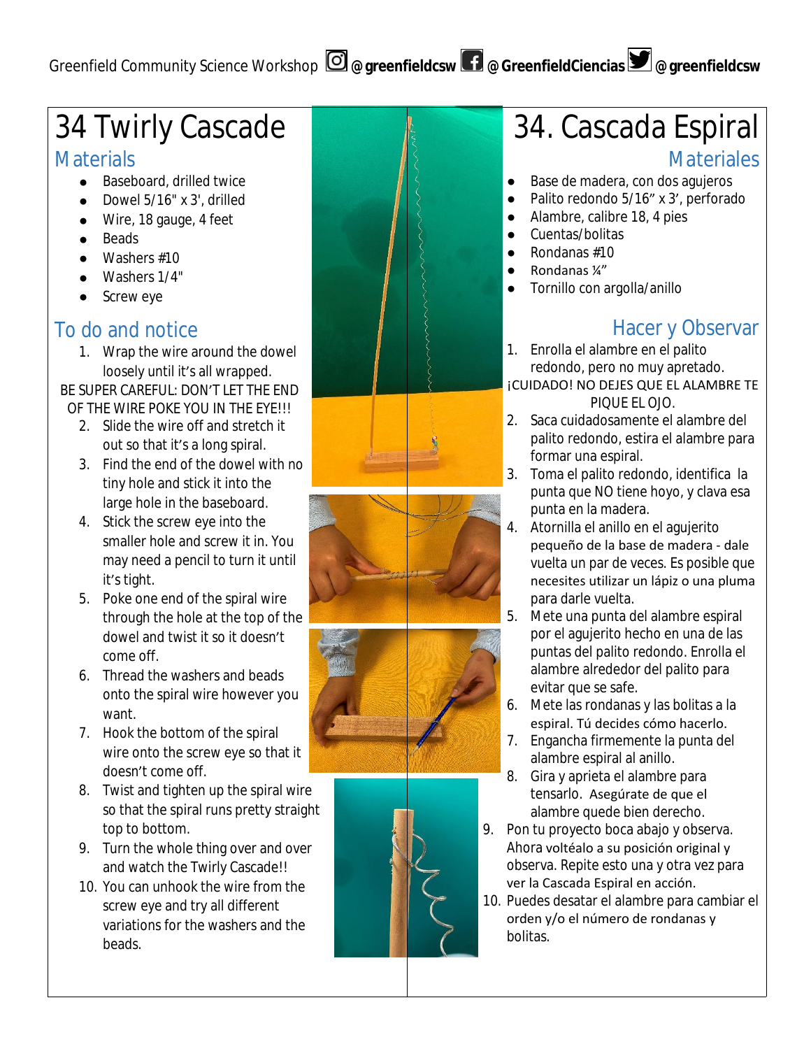Greenfield Community Science Workshop @greenfieldcsw @GreenfieldCiencias @greenfieldcsw

# 34 Twirly Cascade

## Materials

- Baseboard, drilled twice
- Dowel 5/16" x 3', drilled
- Wire, 18 gauge, 4 feet
- Beads
- Washers #10
- Washers 1/4"
- Screw eye

## To do and notice

1. Wrap the wire around the dowel loosely until it's all wrapped.

BE SUPER CAREFUL: DON'T LET THE END OF THE WIRE POKE YOU IN THE EYE!!!

2. Slide the wire off and stretch it out so that it's a long spiral.
3. Find the end of the dowel with no tiny hole and stick it into the large hole in the baseboard.
4. Stick the screw eye into the smaller hole and screw it in. You may need a pencil to turn it until it's tight.
5. Poke one end of the spiral wire through the hole at the top of the dowel and twist it so it doesn't come off.
6. Thread the washers and beads onto the spiral wire however you want.
7. Hook the bottom of the spiral wire onto the screw eye so that it doesn't come off.
8. Twist and tighten up the spiral wire so that the spiral runs pretty straight top to bottom.
9. Turn the whole thing over and over and watch the Twirly Cascade!!
10. You can unhook the wire from the screw eye and try all different variations for the washers and the beads.

# 34. Cascada Espiral

## Materiales

- Base de madera, con dos agujeros
- Palito redondo 5/16" x 3', perforado
- Alambre, calibre 18, 4 pies
- Cuentas/bolitas
- Rondanas #10
- Rondanas ¼"
- Tornillo con argolla/anillo

## Hacer y Observar

1. Enrolla el alambre en el palito redondo, pero no muy apretado.

¡CUIDADO! NO DEJES QUE EL ALAMBRE TE PIQUE EL OJO.

2. Saca cuidadosamente el alambre del palito redondo, estira el alambre para formar una espiral.
3. Toma el palito redondo, identifica la punta que NO tiene hoyo, y clava esa punta en la madera.
4. Atornilla el anillo en el agujerito pequeño de la base de madera - dale vuelta un par de veces. Es posible que necesites utilizar un lápiz o una pluma para darle vuelta.
5. Mete una punta del alambre espiral por el agujerito hecho en una de las puntas del palito redondo. Enrolla el alambre alrededor del palito para evitar que se safe.
6. Mete las rondanas y las bolitas a la espiral. Tú decides cómo hacerlo.
7. Engancha firmemente la punta del alambre espiral al anillo.
8. Gira y aprieta el alambre para tensarlo. Asegúrate de que el alambre quede bien derecho.
9. Pon tu proyecto boca abajo y observa. Ahora voltéalo a su posición original y observa. Repite esto una y otra vez para ver la Cascada Espiral en acción.
10. Puedes desatar el alambre para cambiar el orden y/o el número de rondanas y bolitas.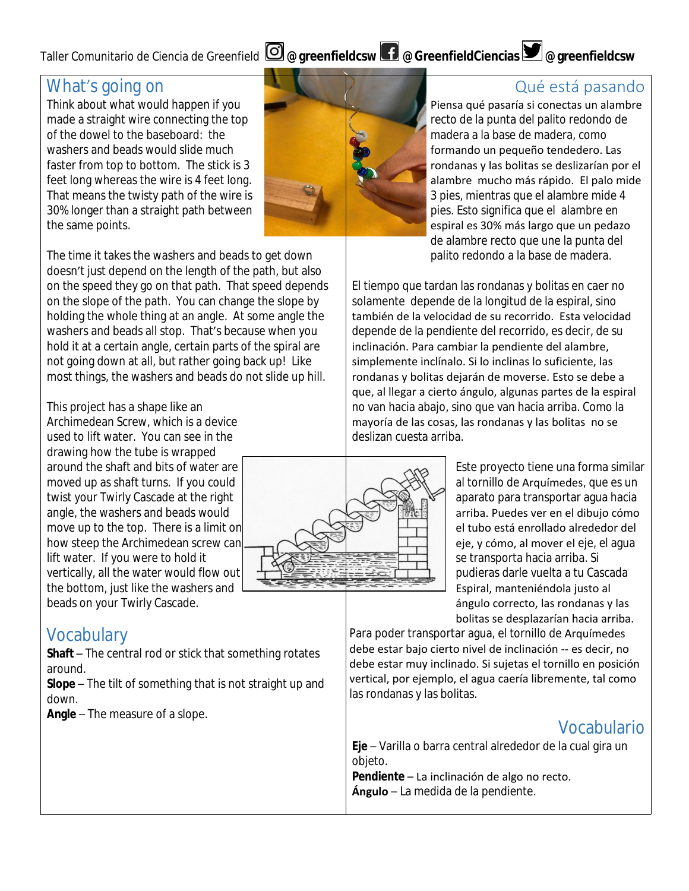Taller Comunitario de Ciencia de Greenfield @greenfieldcsw @GreenfieldCiencias @greenfieldcsw

## What's going on

Think about what would happen if you made a straight wire connecting the top of the dowel to the baseboard: the washers and beads would slide much faster from top to bottom. The stick is 3 feet long whereas the wire is 4 feet long. That means the twisty path of the wire is 30% longer than a straight path between the same points.

The time it takes the washers and beads to get down doesn't just depend on the length of the path, but also on the speed they go on that path. That speed depends on the slope of the path. You can change the slope by holding the whole thing at an angle. At some angle the washers and beads all stop. That's because when you hold it at a certain angle, certain parts of the spiral are not going down at all, but rather going back up! Like most things, the washers and beads do not slide up hill.

This project has a shape like an Archimedean Screw, which is a device used to lift water. You can see in the drawing how the tube is wrapped around the shaft and bits of water are moved up as shaft turns. If you could twist your Twirly Cascade at the right angle, the washers and beads would move up to the top. There is a limit on how steep the Archimedean screw can lift water. If you were to hold it vertically, all the water would flow out the bottom, just like the washers and beads on your Twirly Cascade.

## Vocabulary

**Shaft** – The central rod or stick that something rotates around.
**Slope** – The tilt of something that is not straight up and down.
**Angle** – The measure of a slope.

## Qué está pasando

Piensa qué pasaría si conectas un alambre recto de la punta del palito redondo de madera a la base de madera, como formando un pequeño tendedero. Las rondanas y las bolitas se deslizarían por el alambre mucho más rápido. El palo mide 3 pies, mientras que el alambre mide 4 pies. Esto significa que el alambre en espiral es 30% más largo que un pedazo de alambre recto que une la punta del palito redondo a la base de madera.

El tiempo que tardan las rondanas y bolitas en caer no solamente depende de la longitud de la espiral, sino también de la velocidad de su recorrido. Esta velocidad depende de la pendiente del recorrido, es decir, de su inclinación. Para cambiar la pendiente del alambre, simplemente inclínalo. Si lo inclinas lo suficiente, las rondanas y bolitas dejarán de moverse. Esto se debe a que, al llegar a cierto ángulo, algunas partes de la espiral no van hacia abajo, sino que van hacia arriba. Como la mayoría de las cosas, las rondanas y las bolitas no se deslizan cuesta arriba.

Este proyecto tiene una forma similar al tornillo de Arquímedes, que es un aparato para transportar agua hacia arriba. Puedes ver en el dibujo cómo el tubo está enrollado alrededor del eje, y cómo, al mover el eje, el agua se transporta hacia arriba. Si pudieras darle vuelta a tu Cascada Espiral, manteniéndola justo al ángulo correcto, las rondanas y las bolitas se desplazarían hacia arriba. Para poder transportar agua, el tornillo de Arquímedes debe estar bajo cierto nivel de inclinación -- es decir, no debe estar muy inclinado. Si sujetas el tornillo en posición vertical, por ejemplo, el agua caería libremente, tal como las rondanas y las bolitas.

## Vocabulario

**Eje** – Varilla o barra central alrededor de la cual gira un objeto.
**Pendiente** – La inclinación de algo no recto.
**Ángulo** – La medida de la pendiente.